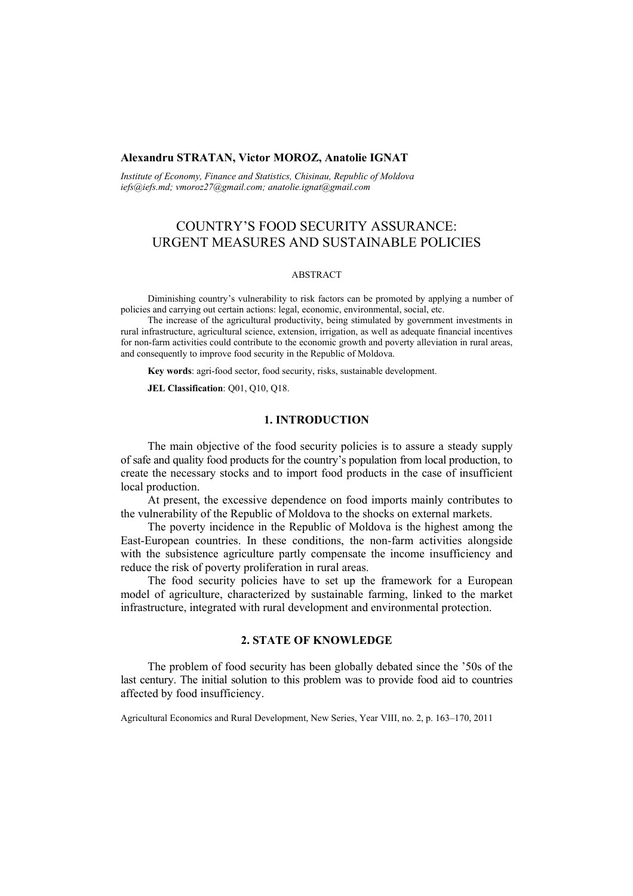**Alexandru STRATAN, Victor MOROZ, Anatolie IGNAT**

*Institute of Economy, Finance and Statistics, Chisinau, Republic of Moldova*
*iefs@iefs.md; vmoroz27@gmail.com; anatolie.ignat@gmail.com*

# COUNTRY'S FOOD SECURITY ASSURANCE: URGENT MEASURES AND SUSTAINABLE POLICIES

ABSTRACT

Diminishing country's vulnerability to risk factors can be promoted by applying a number of policies and carrying out certain actions: legal, economic, environmental, social, etc.

The increase of the agricultural productivity, being stimulated by government investments in rural infrastructure, agricultural science, extension, irrigation, as well as adequate financial incentives for non-farm activities could contribute to the economic growth and poverty alleviation in rural areas, and consequently to improve food security in the Republic of Moldova.

**Key words**: agri-food sector, food security, risks, sustainable development.

**JEL Classification**: Q01, Q10, Q18.

## 1. INTRODUCTION

The main objective of the food security policies is to assure a steady supply of safe and quality food products for the country's population from local production, to create the necessary stocks and to import food products in the case of insufficient local production.

At present, the excessive dependence on food imports mainly contributes to the vulnerability of the Republic of Moldova to the shocks on external markets.

The poverty incidence in the Republic of Moldova is the highest among the East-European countries. In these conditions, the non-farm activities alongside with the subsistence agriculture partly compensate the income insufficiency and reduce the risk of poverty proliferation in rural areas.

The food security policies have to set up the framework for a European model of agriculture, characterized by sustainable farming, linked to the market infrastructure, integrated with rural development and environmental protection.

## 2. STATE OF KNOWLEDGE

The problem of food security has been globally debated since the '50s of the last century. The initial solution to this problem was to provide food aid to countries affected by food insufficiency.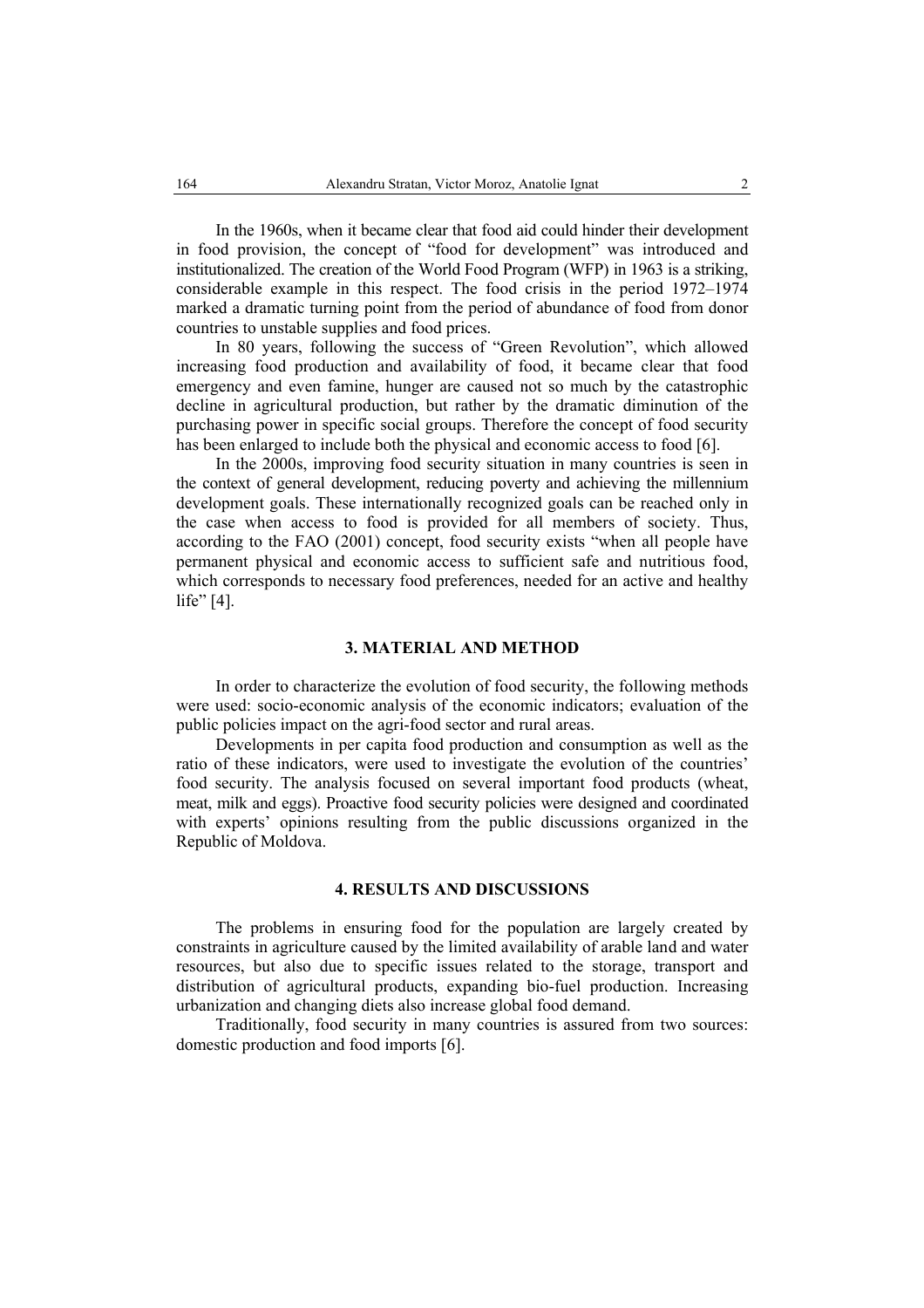In the 1960s, when it became clear that food aid could hinder their development in food provision, the concept of "food for development" was introduced and institutionalized. The creation of the World Food Program (WFP) in 1963 is a striking, considerable example in this respect. The food crisis in the period 1972–1974 marked a dramatic turning point from the period of abundance of food from donor countries to unstable supplies and food prices.

In 80 years, following the success of "Green Revolution", which allowed increasing food production and availability of food, it became clear that food emergency and even famine, hunger are caused not so much by the catastrophic decline in agricultural production, but rather by the dramatic diminution of the purchasing power in specific social groups. Therefore the concept of food security has been enlarged to include both the physical and economic access to food [6].

In the 2000s, improving food security situation in many countries is seen in the context of general development, reducing poverty and achieving the millennium development goals. These internationally recognized goals can be reached only in the case when access to food is provided for all members of society. Thus, according to the FAO (2001) concept, food security exists "when all people have permanent physical and economic access to sufficient safe and nutritious food, which corresponds to necessary food preferences, needed for an active and healthy life" [4].

## 3. MATERIAL AND METHOD

In order to characterize the evolution of food security, the following methods were used: socio-economic analysis of the economic indicators; evaluation of the public policies impact on the agri-food sector and rural areas.

Developments in per capita food production and consumption as well as the ratio of these indicators, were used to investigate the evolution of the countries' food security. The analysis focused on several important food products (wheat, meat, milk and eggs). Proactive food security policies were designed and coordinated with experts' opinions resulting from the public discussions organized in the Republic of Moldova.

## 4. RESULTS AND DISCUSSIONS

The problems in ensuring food for the population are largely created by constraints in agriculture caused by the limited availability of arable land and water resources, but also due to specific issues related to the storage, transport and distribution of agricultural products, expanding bio-fuel production. Increasing urbanization and changing diets also increase global food demand.

Traditionally, food security in many countries is assured from two sources: domestic production and food imports [6].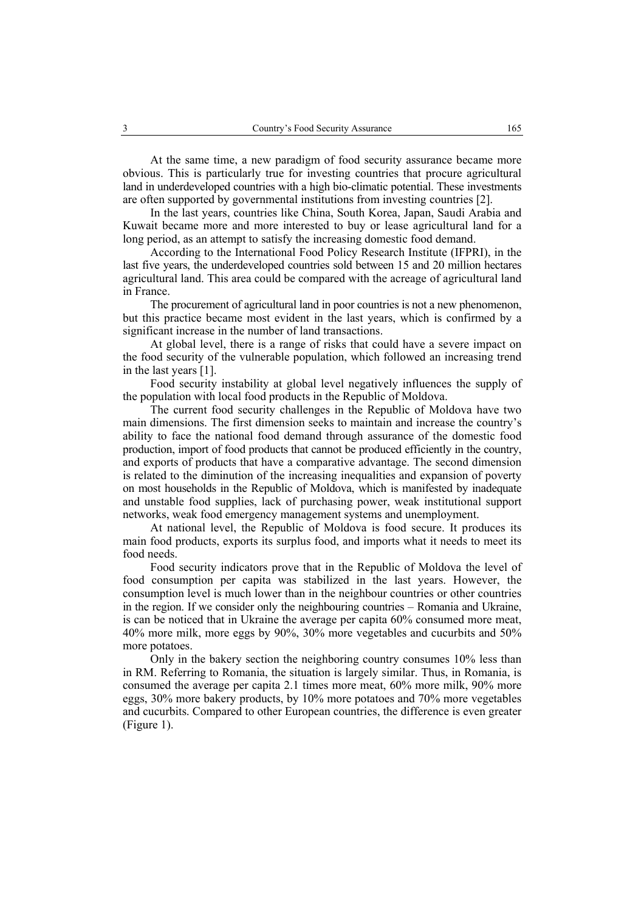At the same time, a new paradigm of food security assurance became more obvious. This is particularly true for investing countries that procure agricultural land in underdeveloped countries with a high bio-climatic potential. These investments are often supported by governmental institutions from investing countries [2].

In the last years, countries like China, South Korea, Japan, Saudi Arabia and Kuwait became more and more interested to buy or lease agricultural land for a long period, as an attempt to satisfy the increasing domestic food demand.

According to the International Food Policy Research Institute (IFPRI), in the last five years, the underdeveloped countries sold between 15 and 20 million hectares agricultural land. This area could be compared with the acreage of agricultural land in France.

The procurement of agricultural land in poor countries is not a new phenomenon, but this practice became most evident in the last years, which is confirmed by a significant increase in the number of land transactions.

At global level, there is a range of risks that could have a severe impact on the food security of the vulnerable population, which followed an increasing trend in the last years [1].

Food security instability at global level negatively influences the supply of the population with local food products in the Republic of Moldova.

The current food security challenges in the Republic of Moldova have two main dimensions. The first dimension seeks to maintain and increase the country's ability to face the national food demand through assurance of the domestic food production, import of food products that cannot be produced efficiently in the country, and exports of products that have a comparative advantage. The second dimension is related to the diminution of the increasing inequalities and expansion of poverty on most households in the Republic of Moldova, which is manifested by inadequate and unstable food supplies, lack of purchasing power, weak institutional support networks, weak food emergency management systems and unemployment.

At national level, the Republic of Moldova is food secure. It produces its main food products, exports its surplus food, and imports what it needs to meet its food needs.

Food security indicators prove that in the Republic of Moldova the level of food consumption per capita was stabilized in the last years. However, the consumption level is much lower than in the neighbour countries or other countries in the region. If we consider only the neighbouring countries – Romania and Ukraine, is can be noticed that in Ukraine the average per capita 60% consumed more meat, 40% more milk, more eggs by 90%, 30% more vegetables and cucurbits and 50% more potatoes.

Only in the bakery section the neighboring country consumes 10% less than in RM. Referring to Romania, the situation is largely similar. Thus, in Romania, is consumed the average per capita 2.1 times more meat, 60% more milk, 90% more eggs, 30% more bakery products, by 10% more potatoes and 70% more vegetables and cucurbits. Compared to other European countries, the difference is even greater (Figure 1).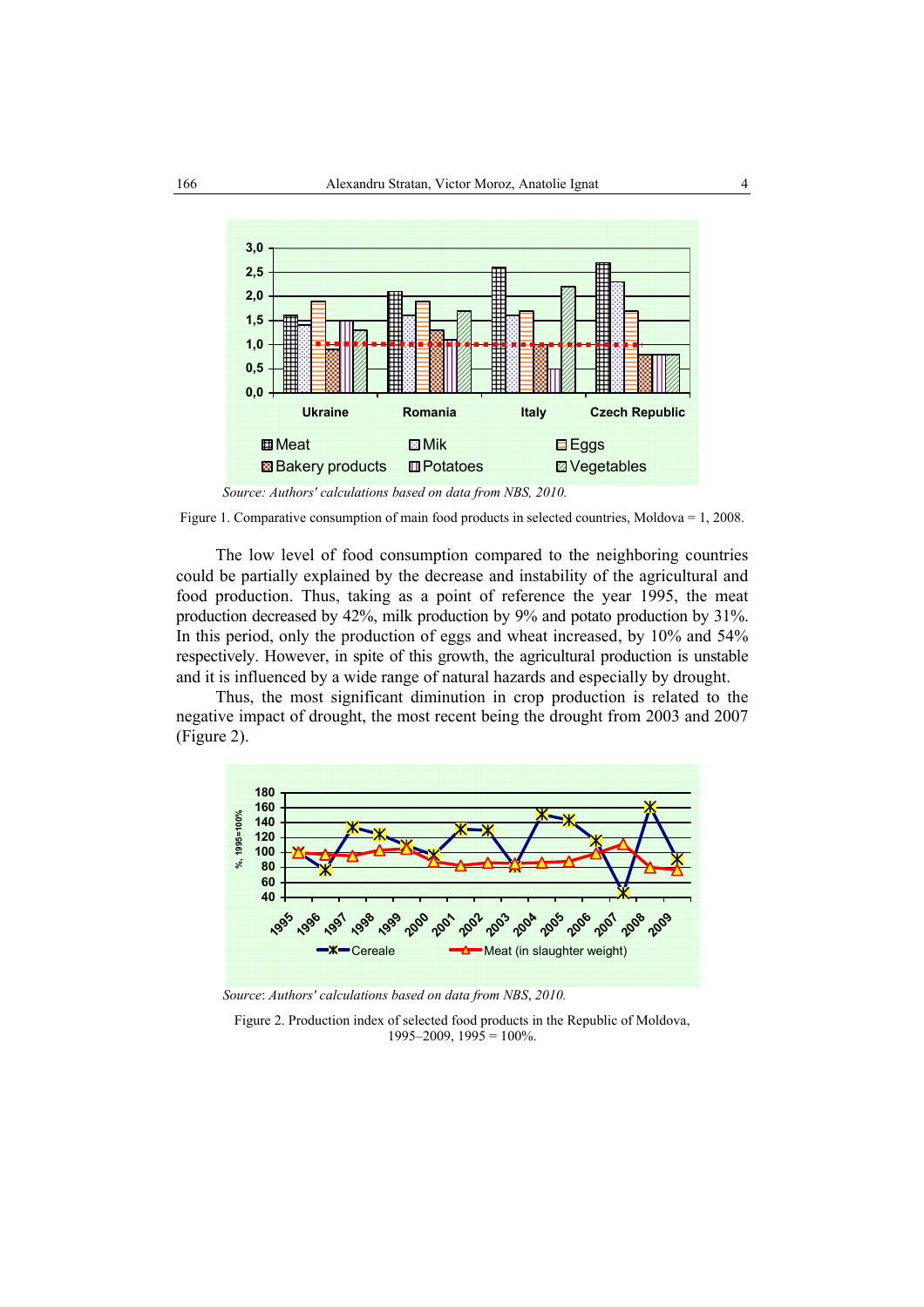Source: *Authors' calculations based on data from NBS, 2010.*

Figure 1. Comparative consumption of main food products in selected countries, Moldova = 1, 2008.

The low level of food consumption compared to the neighboring countries could be partially explained by the decrease and instability of the agricultural and food production. Thus, taking as a point of reference the year 1995, the meat production decreased by 42%, milk production by 9% and potato production by 31%. In this period, only the production of eggs and wheat increased, by 10% and 54% respectively. However, in spite of this growth, the agricultural production is unstable and it is influenced by a wide range of natural hazards and especially by drought.

Thus, the most significant diminution in crop production is related to the negative impact of drought, the most recent being the drought from 2003 and 2007 (Figure 2).

*Source: Authors' calculations based on data from NBS, 2010.*

Figure 2. Production index of selected food products in the Republic of Moldova, 1995–2009, 1995 = 100%.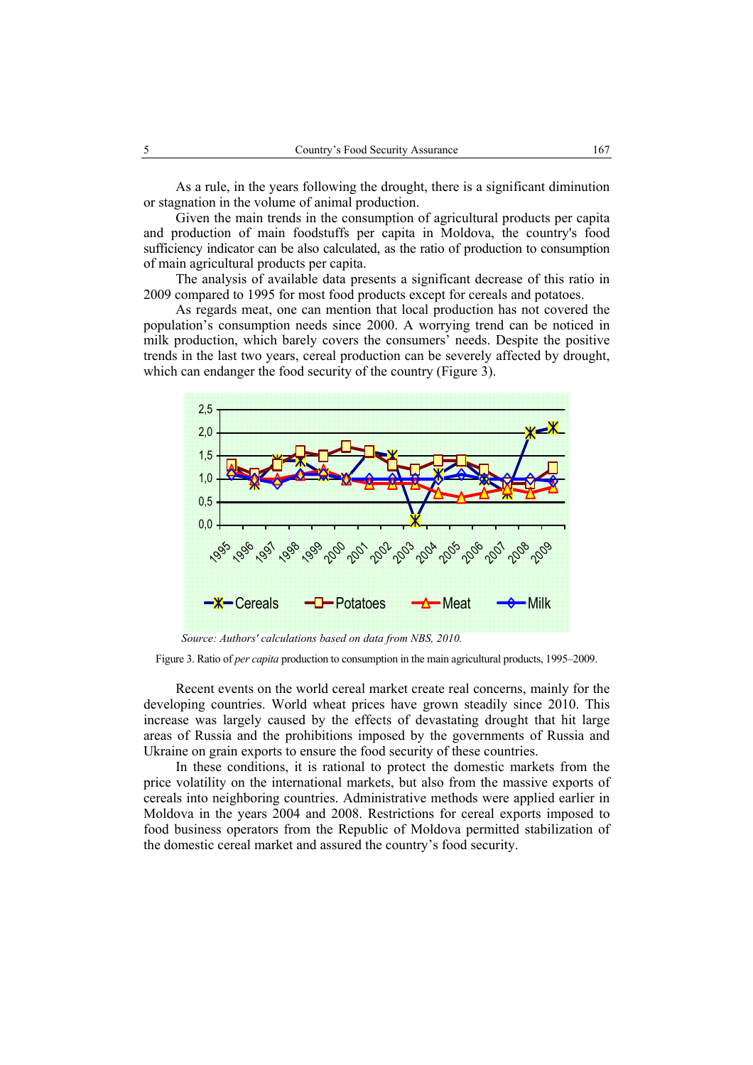As a rule, in the years following the drought, there is a significant diminution or stagnation in the volume of animal production.

Given the main trends in the consumption of agricultural products per capita and production of main foodstuffs per capita in Moldova, the country's food sufficiency indicator can be also calculated, as the ratio of production to consumption of main agricultural products per capita.

The analysis of available data presents a significant decrease of this ratio in 2009 compared to 1995 for most food products except for cereals and potatoes.

As regards meat, one can mention that local production has not covered the population's consumption needs since 2000. A worrying trend can be noticed in milk production, which barely covers the consumers' needs. Despite the positive trends in the last two years, cereal production can be severely affected by drought, which can endanger the food security of the country (Figure 3).

*Source: Authors' calculations based on data from NBS, 2010.*

Figure 3. Ratio of *per capita* production to consumption in the main agricultural products, 1995–2009.

Recent events on the world cereal market create real concerns, mainly for the developing countries. World wheat prices have grown steadily since 2010. This increase was largely caused by the effects of devastating drought that hit large areas of Russia and the prohibitions imposed by the governments of Russia and Ukraine on grain exports to ensure the food security of these countries.

In these conditions, it is rational to protect the domestic markets from the price volatility on the international markets, but also from the massive exports of cereals into neighboring countries. Administrative methods were applied earlier in Moldova in the years 2004 and 2008. Restrictions for cereal exports imposed to food business operators from the Republic of Moldova permitted stabilization of the domestic cereal market and assured the country's food security.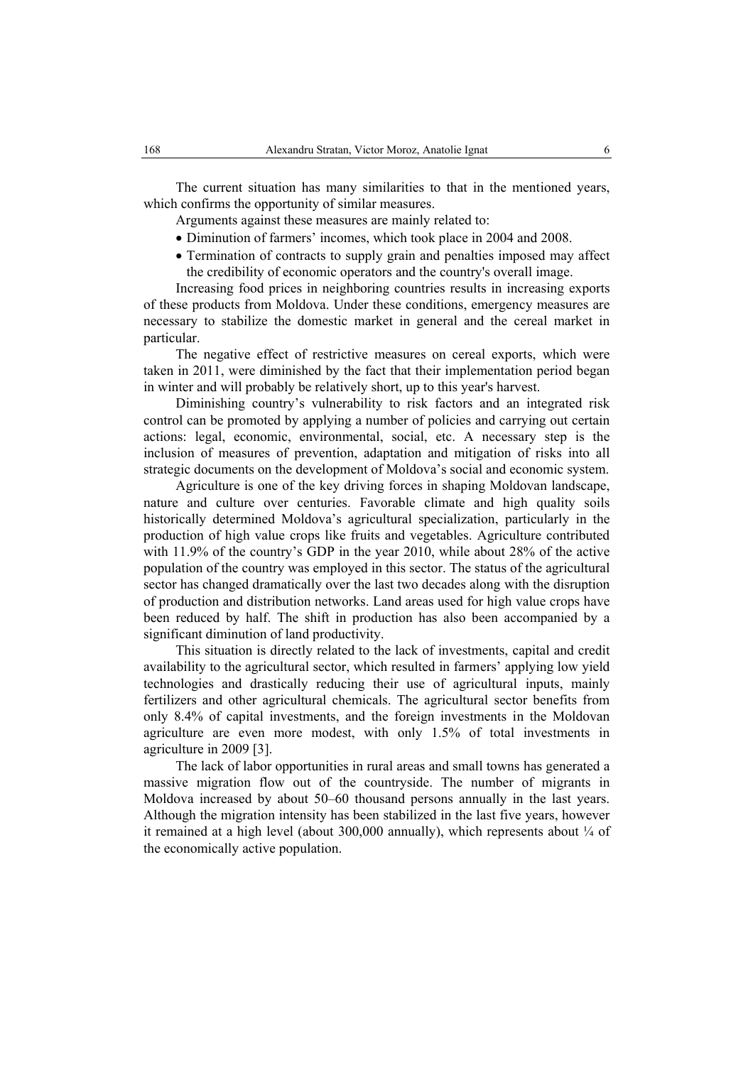The current situation has many similarities to that in the mentioned years, which confirms the opportunity of similar measures.

Arguments against these measures are mainly related to:

- Diminution of farmers' incomes, which took place in 2004 and 2008.
- Termination of contracts to supply grain and penalties imposed may affect the credibility of economic operators and the country's overall image.

Increasing food prices in neighboring countries results in increasing exports of these products from Moldova. Under these conditions, emergency measures are necessary to stabilize the domestic market in general and the cereal market in particular.

The negative effect of restrictive measures on cereal exports, which were taken in 2011, were diminished by the fact that their implementation period began in winter and will probably be relatively short, up to this year's harvest.

Diminishing country's vulnerability to risk factors and an integrated risk control can be promoted by applying a number of policies and carrying out certain actions: legal, economic, environmental, social, etc. A necessary step is the inclusion of measures of prevention, adaptation and mitigation of risks into all strategic documents on the development of Moldova's social and economic system.

Agriculture is one of the key driving forces in shaping Moldovan landscape, nature and culture over centuries. Favorable climate and high quality soils historically determined Moldova's agricultural specialization, particularly in the production of high value crops like fruits and vegetables. Agriculture contributed with 11.9% of the country's GDP in the year 2010, while about 28% of the active population of the country was employed in this sector. The status of the agricultural sector has changed dramatically over the last two decades along with the disruption of production and distribution networks. Land areas used for high value crops have been reduced by half. The shift in production has also been accompanied by a significant diminution of land productivity.

This situation is directly related to the lack of investments, capital and credit availability to the agricultural sector, which resulted in farmers' applying low yield technologies and drastically reducing their use of agricultural inputs, mainly fertilizers and other agricultural chemicals. The agricultural sector benefits from only 8.4% of capital investments, and the foreign investments in the Moldovan agriculture are even more modest, with only 1.5% of total investments in agriculture in 2009 [3].

The lack of labor opportunities in rural areas and small towns has generated a massive migration flow out of the countryside. The number of migrants in Moldova increased by about 50–60 thousand persons annually in the last years. Although the migration intensity has been stabilized in the last five years, however it remained at a high level (about 300,000 annually), which represents about ¼ of the economically active population.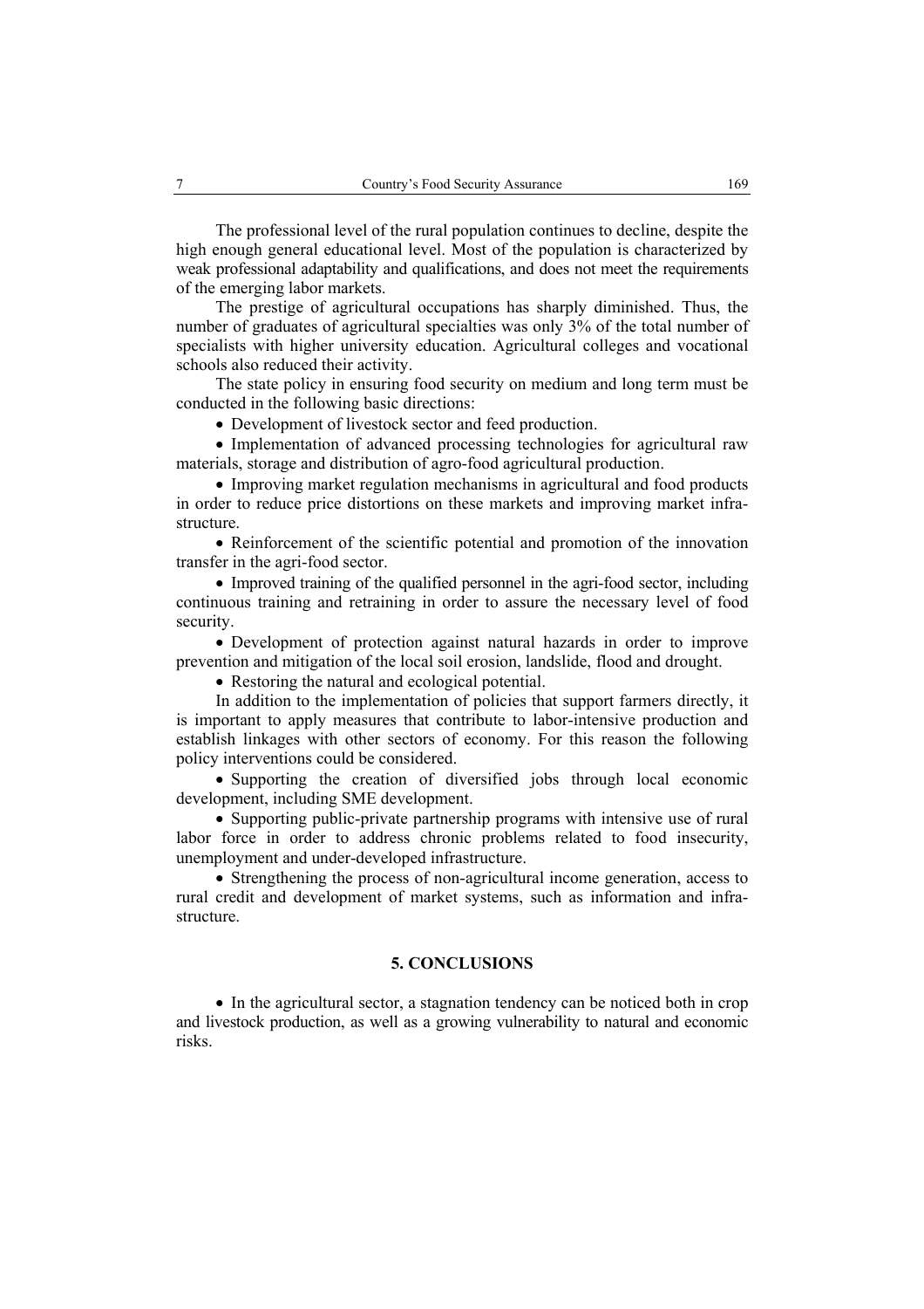The professional level of the rural population continues to decline, despite the high enough general educational level. Most of the population is characterized by weak professional adaptability and qualifications, and does not meet the requirements of the emerging labor markets.

The prestige of agricultural occupations has sharply diminished. Thus, the number of graduates of agricultural specialties was only 3% of the total number of specialists with higher university education. Agricultural colleges and vocational schools also reduced their activity.

The state policy in ensuring food security on medium and long term must be conducted in the following basic directions:

- Development of livestock sector and feed production.
- Implementation of advanced processing technologies for agricultural raw materials, storage and distribution of agro-food agricultural production.
- Improving market regulation mechanisms in agricultural and food products in order to reduce price distortions on these markets and improving market infrastructure.
- Reinforcement of the scientific potential and promotion of the innovation transfer in the agri-food sector.
- Improved training of the qualified personnel in the agri-food sector, including continuous training and retraining in order to assure the necessary level of food security.
- Development of protection against natural hazards in order to improve prevention and mitigation of the local soil erosion, landslide, flood and drought.
- Restoring the natural and ecological potential.

In addition to the implementation of policies that support farmers directly, it is important to apply measures that contribute to labor-intensive production and establish linkages with other sectors of economy. For this reason the following policy interventions could be considered.

- Supporting the creation of diversified jobs through local economic development, including SME development.
- Supporting public-private partnership programs with intensive use of rural labor force in order to address chronic problems related to food insecurity, unemployment and under-developed infrastructure.
- Strengthening the process of non-agricultural income generation, access to rural credit and development of market systems, such as information and infrastructure.

## 5. CONCLUSIONS

- In the agricultural sector, a stagnation tendency can be noticed both in crop and livestock production, as well as a growing vulnerability to natural and economic risks.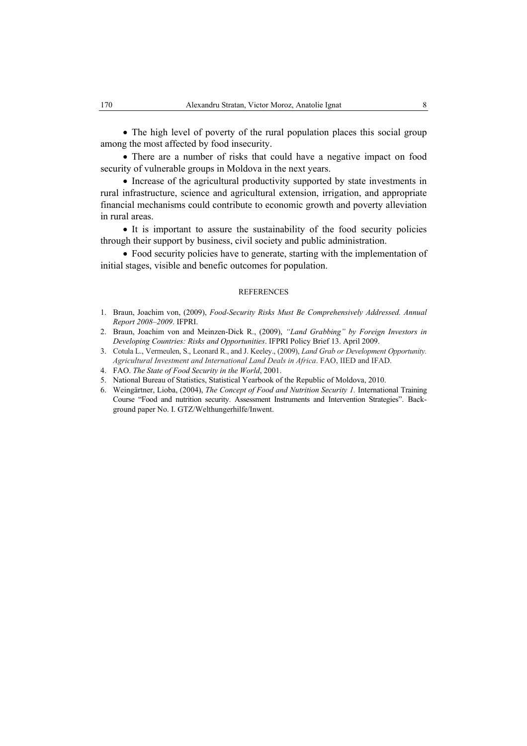- The high level of poverty of the rural population places this social group among the most affected by food insecurity.
- There are a number of risks that could have a negative impact on food security of vulnerable groups in Moldova in the next years.
- Increase of the agricultural productivity supported by state investments in rural infrastructure, science and agricultural extension, irrigation, and appropriate financial mechanisms could contribute to economic growth and poverty alleviation in rural areas.
- It is important to assure the sustainability of the food security policies through their support by business, civil society and public administration.
- Food security policies have to generate, starting with the implementation of initial stages, visible and benefic outcomes for population.

## REFERENCES

1. Braun, Joachim von, (2009), *Food-Security Risks Must Be Comprehensively Addressed. Annual Report 2008–2009*. IFPRI.
2. Braun, Joachim von and Meinzen-Dick R., (2009), *"Land Grabbing" by Foreign Investors in Developing Countries: Risks and Opportunities*. IFPRI Policy Brief 13. April 2009.
3. Cotula L., Vermeulen, S., Leonard R., and J. Keeley., (2009), *Land Grab or Development Opportunity. Agricultural Investment and International Land Deals in Africa*. FAO, IIED and IFAD.
4. FAO. *The State of Food Security in the World*, 2001.
5. National Bureau of Statistics, Statistical Yearbook of the Republic of Moldova, 2010.
6. Weingärtner, Lioba, (2004), *The Concept of Food and Nutrition Security 1.* International Training Course "Food and nutrition security. Assessment Instruments and Intervention Strategies". Background paper No. I. GTZ/Welthungerhilfe/Inwent.